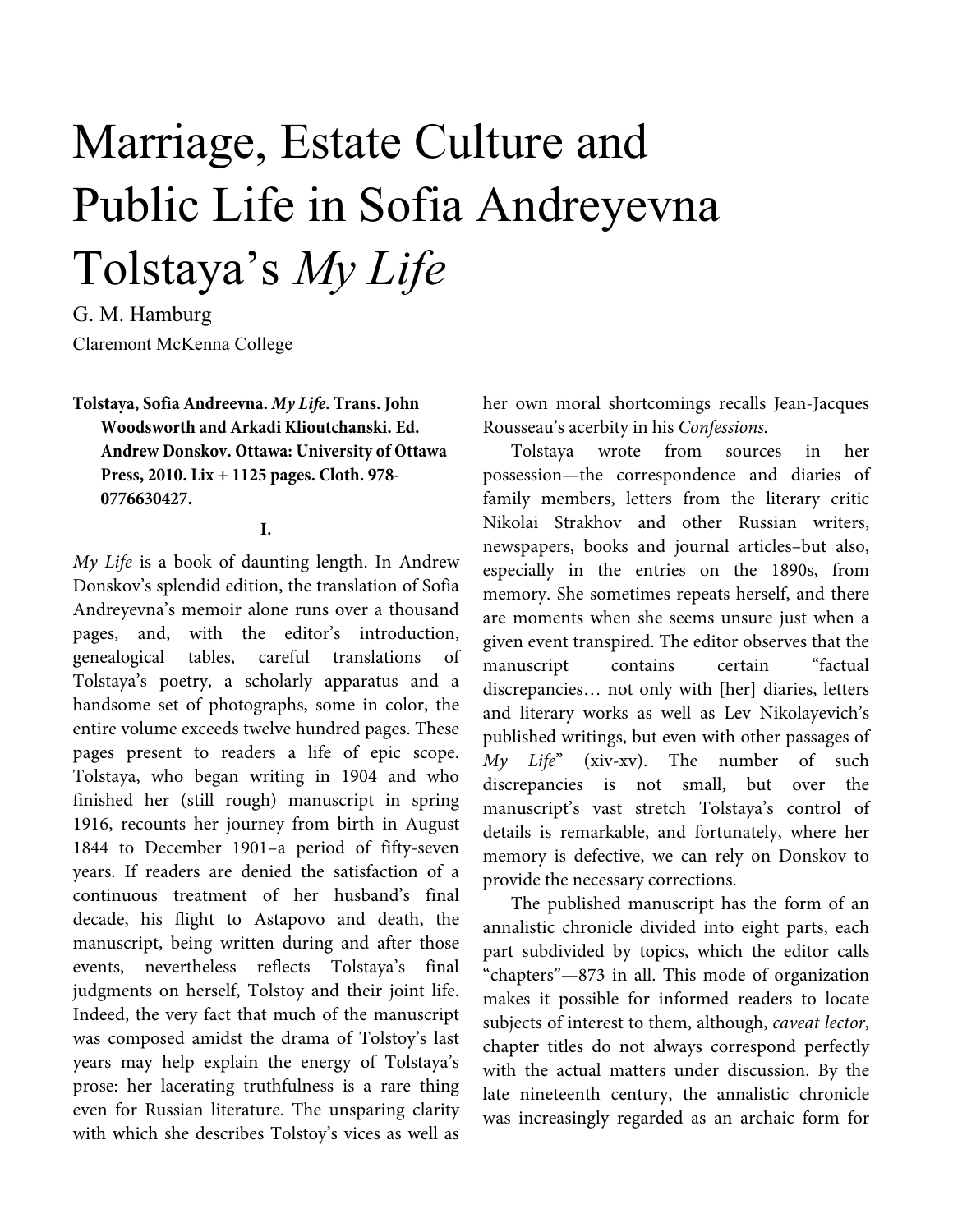# Marriage, Estate Culture and Public Life in Sofia Andreyevna Tolstaya's *My Life*

G. M. Hamburg

Claremont McKenna College

**Tolstaya, Sofia Andreevna. *My Life*. Trans. John Woodsworth and Arkadi Klioutchanski. Ed. Andrew Donskov. Ottawa: University of Ottawa Press, 2010. Lix + 1125 pages. Cloth. 978-0776630427.**

**I.**

*My Life* is a book of daunting length. In Andrew Donskov's splendid edition, the translation of Sofia Andreyevna's memoir alone runs over a thousand pages, and, with the editor's introduction, genealogical tables, careful translations of Tolstaya's poetry, a scholarly apparatus and a handsome set of photographs, some in color, the entire volume exceeds twelve hundred pages. These pages present to readers a life of epic scope. Tolstaya, who began writing in 1904 and who finished her (still rough) manuscript in spring 1916, recounts her journey from birth in August 1844 to December 1901–a period of fifty-seven years. If readers are denied the satisfaction of a continuous treatment of her husband's final decade, his flight to Astapovo and death, the manuscript, being written during and after those events, nevertheless reflects Tolstaya's final judgments on herself, Tolstoy and their joint life. Indeed, the very fact that much of the manuscript was composed amidst the drama of Tolstoy's last years may help explain the energy of Tolstaya's prose: her lacerating truthfulness is a rare thing even for Russian literature. The unsparing clarity with which she describes Tolstoy's vices as well as her own moral shortcomings recalls Jean-Jacques Rousseau's acerbity in his *Confessions.*

Tolstaya wrote from sources in her possession—the correspondence and diaries of family members, letters from the literary critic Nikolai Strakhov and other Russian writers, newspapers, books and journal articles–but also, especially in the entries on the 1890s, from memory. She sometimes repeats herself, and there are moments when she seems unsure just when a given event transpired. The editor observes that the manuscript contains certain "factual discrepancies… not only with [her] diaries, letters and literary works as well as Lev Nikolayevich's published writings, but even with other passages of *My Life*" (xiv-xv). The number of such discrepancies is not small, but over the manuscript's vast stretch Tolstaya's control of details is remarkable, and fortunately, where her memory is defective, we can rely on Donskov to provide the necessary corrections.

The published manuscript has the form of an annalistic chronicle divided into eight parts, each part subdivided by topics, which the editor calls "chapters"—873 in all. This mode of organization makes it possible for informed readers to locate subjects of interest to them, although, *caveat lector*, chapter titles do not always correspond perfectly with the actual matters under discussion. By the late nineteenth century, the annalistic chronicle was increasingly regarded as an archaic form for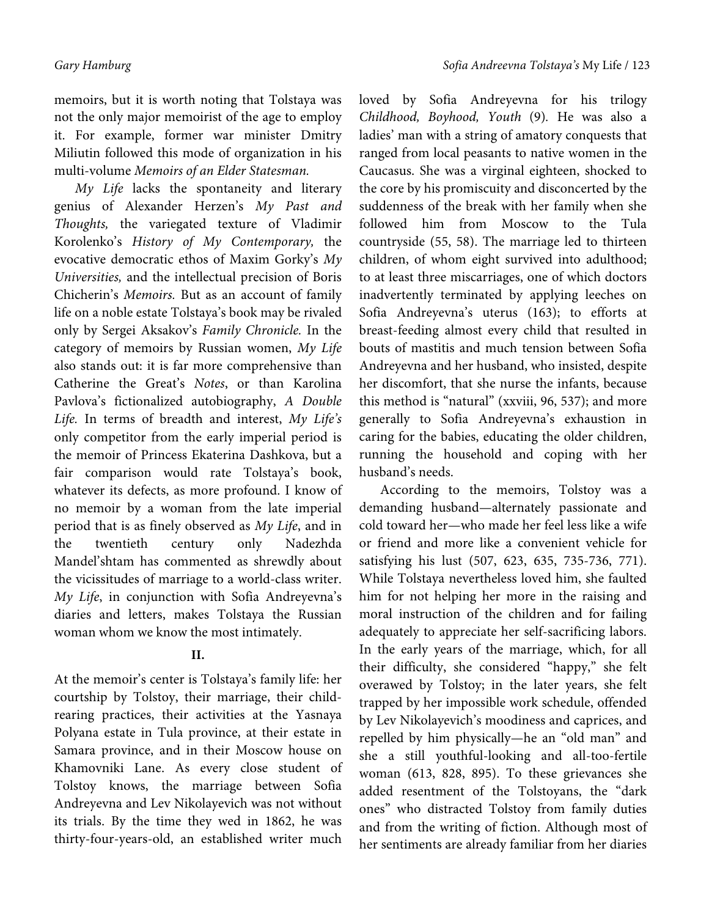memoirs, but it is worth noting that Tolstaya was not the only major memoirist of the age to employ it. For example, former war minister Dmitry Miliutin followed this mode of organization in his multi-volume *Memoirs of an Elder Statesman.*

*My Life* lacks the spontaneity and literary genius of Alexander Herzen's *My Past and Thoughts,* the variegated texture of Vladimir Korolenko's *History of My Contemporary,* the evocative democratic ethos of Maxim Gorky's *My Universities,* and the intellectual precision of Boris Chicherin's *Memoirs.* But as an account of family life on a noble estate Tolstaya's book may be rivaled only by Sergei Aksakov's *Family Chronicle.* In the category of memoirs by Russian women, *My Life* also stands out: it is far more comprehensive than Catherine the Great's *Notes*, or than Karolina Pavlova's fictionalized autobiography, *A Double Life.* In terms of breadth and interest, *My Life's* only competitor from the early imperial period is the memoir of Princess Ekaterina Dashkova, but a fair comparison would rate Tolstaya's book, whatever its defects, as more profound. I know of no memoir by a woman from the late imperial period that is as finely observed as *My Life*, and in the twentieth century only Nadezhda Mandel'shtam has commented as shrewdly about the vicissitudes of marriage to a world-class writer. *My Life*, in conjunction with Sofia Andreyevna's diaries and letters, makes Tolstaya the Russian woman whom we know the most intimately.

## II.

At the memoir's center is Tolstaya's family life: her courtship by Tolstoy, their marriage, their child-rearing practices, their activities at the Yasnaya Polyana estate in Tula province, at their estate in Samara province, and in their Moscow house on Khamovniki Lane. As every close student of Tolstoy knows, the marriage between Sofia Andreyevna and Lev Nikolayevich was not without its trials. By the time they wed in 1862, he was thirty-four-years-old, an established writer much loved by Sofia Andreyevna for his trilogy *Childhood, Boyhood, Youth* (9). He was also a ladies' man with a string of amatory conquests that ranged from local peasants to native women in the Caucasus. She was a virginal eighteen, shocked to the core by his promiscuity and disconcerted by the suddenness of the break with her family when she followed him from Moscow to the Tula countryside (55, 58). The marriage led to thirteen children, of whom eight survived into adulthood; to at least three miscarriages, one of which doctors inadvertently terminated by applying leeches on Sofia Andreyevna's uterus (163); to efforts at breast-feeding almost every child that resulted in bouts of mastitis and much tension between Sofia Andreyevna and her husband, who insisted, despite her discomfort, that she nurse the infants, because this method is "natural" (xxviii, 96, 537); and more generally to Sofia Andreyevna's exhaustion in caring for the babies, educating the older children, running the household and coping with her husband's needs.

According to the memoirs, Tolstoy was a demanding husband—alternately passionate and cold toward her—who made her feel less like a wife or friend and more like a convenient vehicle for satisfying his lust (507, 623, 635, 735-736, 771). While Tolstaya nevertheless loved him, she faulted him for not helping her more in the raising and moral instruction of the children and for failing adequately to appreciate her self-sacrificing labors. In the early years of the marriage, which, for all their difficulty, she considered "happy," she felt overawed by Tolstoy; in the later years, she felt trapped by her impossible work schedule, offended by Lev Nikolayevich's moodiness and caprices, and repelled by him physically—he an "old man" and she a still youthful-looking and all-too-fertile woman (613, 828, 895). To these grievances she added resentment of the Tolstoyans, the "dark ones" who distracted Tolstoy from family duties and from the writing of fiction. Although most of her sentiments are already familiar from her diaries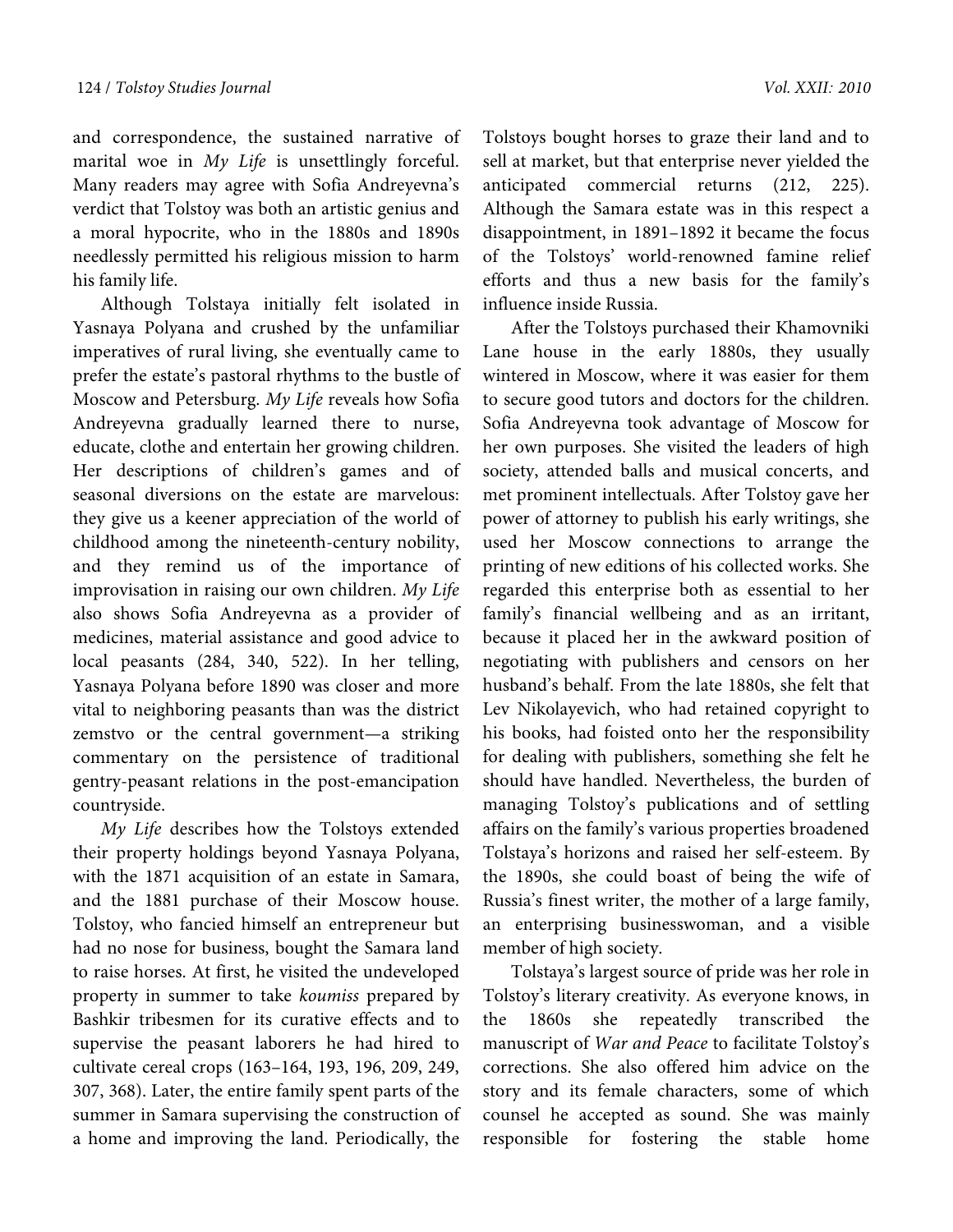and correspondence, the sustained narrative of marital woe in *My Life* is unsettlingly forceful. Many readers may agree with Sofia Andreyevna's verdict that Tolstoy was both an artistic genius and a moral hypocrite, who in the 1880s and 1890s needlessly permitted his religious mission to harm his family life.

Although Tolstaya initially felt isolated in Yasnaya Polyana and crushed by the unfamiliar imperatives of rural living, she eventually came to prefer the estate's pastoral rhythms to the bustle of Moscow and Petersburg. *My Life* reveals how Sofia Andreyevna gradually learned there to nurse, educate, clothe and entertain her growing children. Her descriptions of children's games and of seasonal diversions on the estate are marvelous: they give us a keener appreciation of the world of childhood among the nineteenth-century nobility, and they remind us of the importance of improvisation in raising our own children. *My Life* also shows Sofia Andreyevna as a provider of medicines, material assistance and good advice to local peasants (284, 340, 522). In her telling, Yasnaya Polyana before 1890 was closer and more vital to neighboring peasants than was the district zemstvo or the central government—a striking commentary on the persistence of traditional gentry-peasant relations in the post-emancipation countryside.

*My Life* describes how the Tolstoys extended their property holdings beyond Yasnaya Polyana, with the 1871 acquisition of an estate in Samara, and the 1881 purchase of their Moscow house. Tolstoy, who fancied himself an entrepreneur but had no nose for business, bought the Samara land to raise horses. At first, he visited the undeveloped property in summer to take *koumiss* prepared by Bashkir tribesmen for its curative effects and to supervise the peasant laborers he had hired to cultivate cereal crops (163–164, 193, 196, 209, 249, 307, 368). Later, the entire family spent parts of the summer in Samara supervising the construction of a home and improving the land. Periodically, the Tolstoys bought horses to graze their land and to sell at market, but that enterprise never yielded the anticipated commercial returns (212, 225). Although the Samara estate was in this respect a disappointment, in 1891–1892 it became the focus of the Tolstoys' world-renowned famine relief efforts and thus a new basis for the family's influence inside Russia.

After the Tolstoys purchased their Khamovniki Lane house in the early 1880s, they usually wintered in Moscow, where it was easier for them to secure good tutors and doctors for the children. Sofia Andreyevna took advantage of Moscow for her own purposes. She visited the leaders of high society, attended balls and musical concerts, and met prominent intellectuals. After Tolstoy gave her power of attorney to publish his early writings, she used her Moscow connections to arrange the printing of new editions of his collected works. She regarded this enterprise both as essential to her family's financial wellbeing and as an irritant, because it placed her in the awkward position of negotiating with publishers and censors on her husband's behalf. From the late 1880s, she felt that Lev Nikolayevich, who had retained copyright to his books, had foisted onto her the responsibility for dealing with publishers, something she felt he should have handled. Nevertheless, the burden of managing Tolstoy's publications and of settling affairs on the family's various properties broadened Tolstaya's horizons and raised her self-esteem. By the 1890s, she could boast of being the wife of Russia's finest writer, the mother of a large family, an enterprising businesswoman, and a visible member of high society.

Tolstaya's largest source of pride was her role in Tolstoy's literary creativity. As everyone knows, in the 1860s she repeatedly transcribed the manuscript of *War and Peace* to facilitate Tolstoy's corrections. She also offered him advice on the story and its female characters, some of which counsel he accepted as sound. She was mainly responsible for fostering the stable home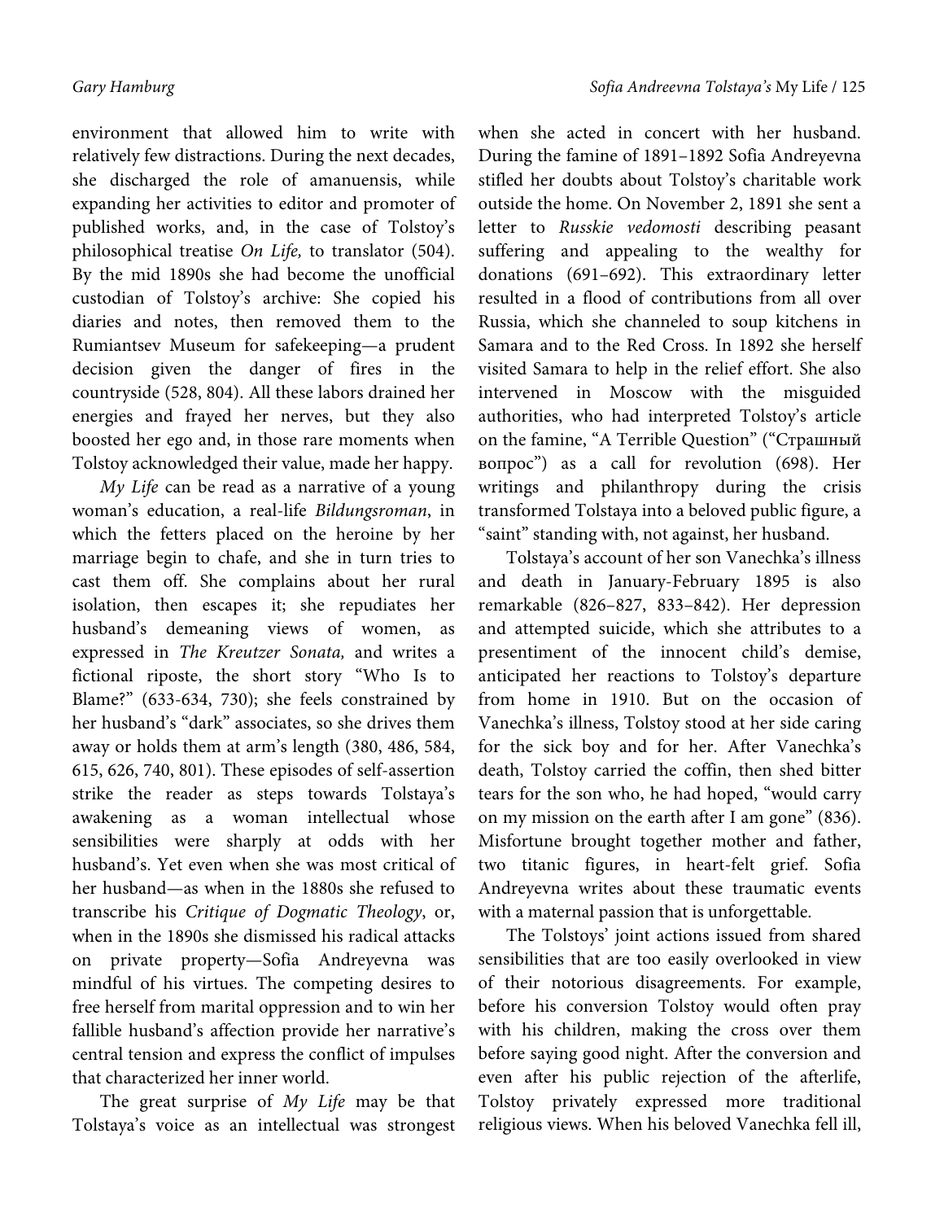environment that allowed him to write with relatively few distractions. During the next decades, she discharged the role of amanuensis, while expanding her activities to editor and promoter of published works, and, in the case of Tolstoy's philosophical treatise *On Life,* to translator (504). By the mid 1890s she had become the unofficial custodian of Tolstoy's archive: She copied his diaries and notes, then removed them to the Rumiantsev Museum for safekeeping—a prudent decision given the danger of fires in the countryside (528, 804). All these labors drained her energies and frayed her nerves, but they also boosted her ego and, in those rare moments when Tolstoy acknowledged their value, made her happy.

*My Life* can be read as a narrative of a young woman's education, a real-life *Bildungsroman*, in which the fetters placed on the heroine by her marriage begin to chafe, and she in turn tries to cast them off. She complains about her rural isolation, then escapes it; she repudiates her husband's demeaning views of women, as expressed in *The Kreutzer Sonata,* and writes a fictional riposte, the short story "Who Is to Blame?" (633-634, 730); she feels constrained by her husband's "dark" associates, so she drives them away or holds them at arm's length (380, 486, 584, 615, 626, 740, 801). These episodes of self-assertion strike the reader as steps towards Tolstaya's awakening as a woman intellectual whose sensibilities were sharply at odds with her husband's. Yet even when she was most critical of her husband—as when in the 1880s she refused to transcribe his *Critique of Dogmatic Theology*, or, when in the 1890s she dismissed his radical attacks on private property—Sofia Andreyevna was mindful of his virtues. The competing desires to free herself from marital oppression and to win her fallible husband's affection provide her narrative's central tension and express the conflict of impulses that characterized her inner world.

The great surprise of *My Life* may be that Tolstaya's voice as an intellectual was strongest when she acted in concert with her husband. During the famine of 1891–1892 Sofia Andreyevna stifled her doubts about Tolstoy's charitable work outside the home. On November 2, 1891 she sent a letter to *Russkie vedomosti* describing peasant suffering and appealing to the wealthy for donations (691–692). This extraordinary letter resulted in a flood of contributions from all over Russia, which she channeled to soup kitchens in Samara and to the Red Cross. In 1892 she herself visited Samara to help in the relief effort. She also intervened in Moscow with the misguided authorities, who had interpreted Tolstoy's article on the famine, "A Terrible Question" ("Страшный вопрос") as a call for revolution (698). Her writings and philanthropy during the crisis transformed Tolstaya into a beloved public figure, a "saint" standing with, not against, her husband.

Tolstaya's account of her son Vanechka's illness and death in January-February 1895 is also remarkable (826–827, 833–842). Her depression and attempted suicide, which she attributes to a presentiment of the innocent child's demise, anticipated her reactions to Tolstoy's departure from home in 1910. But on the occasion of Vanechka's illness, Tolstoy stood at her side caring for the sick boy and for her. After Vanechka's death, Tolstoy carried the coffin, then shed bitter tears for the son who, he had hoped, "would carry on my mission on the earth after I am gone" (836). Misfortune brought together mother and father, two titanic figures, in heart-felt grief. Sofia Andreyevna writes about these traumatic events with a maternal passion that is unforgettable.

The Tolstoys' joint actions issued from shared sensibilities that are too easily overlooked in view of their notorious disagreements. For example, before his conversion Tolstoy would often pray with his children, making the cross over them before saying good night. After the conversion and even after his public rejection of the afterlife, Tolstoy privately expressed more traditional religious views. When his beloved Vanechka fell ill,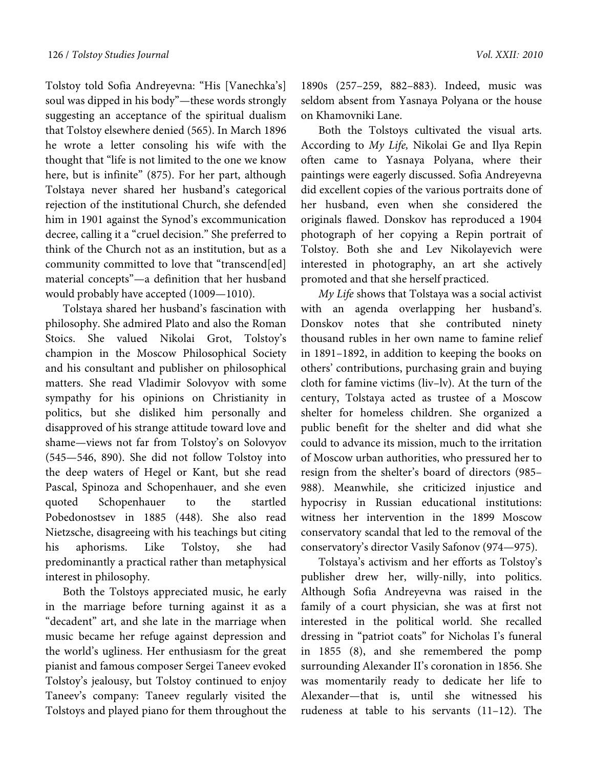Tolstoy told Sofia Andreyevna: "His [Vanechka's] soul was dipped in his body"—these words strongly suggesting an acceptance of the spiritual dualism that Tolstoy elsewhere denied (565). In March 1896 he wrote a letter consoling his wife with the thought that "life is not limited to the one we know here, but is infinite" (875). For her part, although Tolstaya never shared her husband's categorical rejection of the institutional Church, she defended him in 1901 against the Synod's excommunication decree, calling it a "cruel decision." She preferred to think of the Church not as an institution, but as a community committed to love that "transcend[ed] material concepts"—a definition that her husband would probably have accepted (1009—1010).

Tolstaya shared her husband's fascination with philosophy. She admired Plato and also the Roman Stoics. She valued Nikolai Grot, Tolstoy's champion in the Moscow Philosophical Society and his consultant and publisher on philosophical matters. She read Vladimir Solovyov with some sympathy for his opinions on Christianity in politics, but she disliked him personally and disapproved of his strange attitude toward love and shame—views not far from Tolstoy's on Solovyov (545—546, 890). She did not follow Tolstoy into the deep waters of Hegel or Kant, but she read Pascal, Spinoza and Schopenhauer, and she even quoted Schopenhauer to the startled Pobedonostsev in 1885 (448). She also read Nietzsche, disagreeing with his teachings but citing his aphorisms. Like Tolstoy, she had predominantly a practical rather than metaphysical interest in philosophy.

Both the Tolstoys appreciated music, he early in the marriage before turning against it as a "decadent" art, and she late in the marriage when music became her refuge against depression and the world's ugliness. Her enthusiasm for the great pianist and famous composer Sergei Taneev evoked Tolstoy's jealousy, but Tolstoy continued to enjoy Taneev's company: Taneev regularly visited the Tolstoys and played piano for them throughout the 1890s (257–259, 882–883). Indeed, music was seldom absent from Yasnaya Polyana or the house on Khamovniki Lane.

Both the Tolstoys cultivated the visual arts. According to *My Life,* Nikolai Ge and Ilya Repin often came to Yasnaya Polyana, where their paintings were eagerly discussed. Sofia Andreyevna did excellent copies of the various portraits done of her husband, even when she considered the originals flawed. Donskov has reproduced a 1904 photograph of her copying a Repin portrait of Tolstoy. Both she and Lev Nikolayevich were interested in photography, an art she actively promoted and that she herself practiced.

*My Life* shows that Tolstaya was a social activist with an agenda overlapping her husband's. Donskov notes that she contributed ninety thousand rubles in her own name to famine relief in 1891–1892, in addition to keeping the books on others' contributions, purchasing grain and buying cloth for famine victims (liv–lv). At the turn of the century, Tolstaya acted as trustee of a Moscow shelter for homeless children. She organized a public benefit for the shelter and did what she could to advance its mission, much to the irritation of Moscow urban authorities, who pressured her to resign from the shelter's board of directors (985–988). Meanwhile, she criticized injustice and hypocrisy in Russian educational institutions: witness her intervention in the 1899 Moscow conservatory scandal that led to the removal of the conservatory's director Vasily Safonov (974—975).

Tolstaya's activism and her efforts as Tolstoy's publisher drew her, willy-nilly, into politics. Although Sofia Andreyevna was raised in the family of a court physician, she was at first not interested in the political world. She recalled dressing in "patriot coats" for Nicholas I's funeral in 1855 (8), and she remembered the pomp surrounding Alexander II's coronation in 1856. She was momentarily ready to dedicate her life to Alexander—that is, until she witnessed his rudeness at table to his servants (11–12). The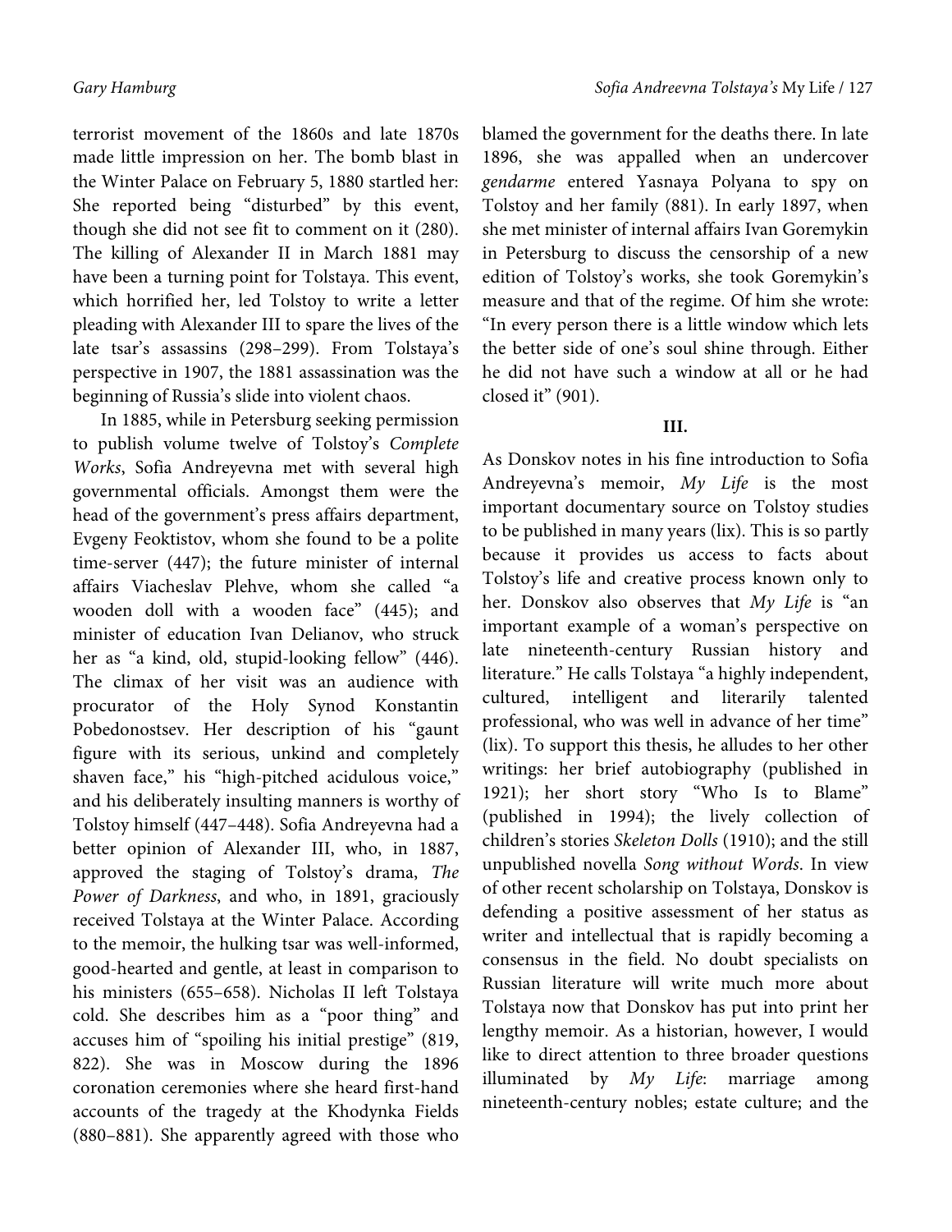terrorist movement of the 1860s and late 1870s made little impression on her. The bomb blast in the Winter Palace on February 5, 1880 startled her: She reported being "disturbed" by this event, though she did not see fit to comment on it (280). The killing of Alexander II in March 1881 may have been a turning point for Tolstaya. This event, which horrified her, led Tolstoy to write a letter pleading with Alexander III to spare the lives of the late tsar's assassins (298–299). From Tolstaya's perspective in 1907, the 1881 assassination was the beginning of Russia's slide into violent chaos.

In 1885, while in Petersburg seeking permission to publish volume twelve of Tolstoy's *Complete Works*, Sofia Andreyevna met with several high governmental officials. Amongst them were the head of the government's press affairs department, Evgeny Feoktistov, whom she found to be a polite time-server (447); the future minister of internal affairs Viacheslav Plehve, whom she called "a wooden doll with a wooden face" (445); and minister of education Ivan Delianov, who struck her as "a kind, old, stupid-looking fellow" (446). The climax of her visit was an audience with procurator of the Holy Synod Konstantin Pobedonostsev. Her description of his "gaunt figure with its serious, unkind and completely shaven face," his "high-pitched acidulous voice," and his deliberately insulting manners is worthy of Tolstoy himself (447–448). Sofia Andreyevna had a better opinion of Alexander III, who, in 1887, approved the staging of Tolstoy's drama, *The Power of Darkness*, and who, in 1891, graciously received Tolstaya at the Winter Palace. According to the memoir, the hulking tsar was well-informed, good-hearted and gentle, at least in comparison to his ministers (655–658). Nicholas II left Tolstaya cold. She describes him as a "poor thing" and accuses him of "spoiling his initial prestige" (819, 822). She was in Moscow during the 1896 coronation ceremonies where she heard first-hand accounts of the tragedy at the Khodynka Fields (880–881). She apparently agreed with those who blamed the government for the deaths there. In late 1896, she was appalled when an undercover *gendarme* entered Yasnaya Polyana to spy on Tolstoy and her family (881). In early 1897, when she met minister of internal affairs Ivan Goremykin in Petersburg to discuss the censorship of a new edition of Tolstoy's works, she took Goremykin's measure and that of the regime. Of him she wrote: "In every person there is a little window which lets the better side of one's soul shine through. Either he did not have such a window at all or he had closed it" (901).

### III.

As Donskov notes in his fine introduction to Sofia Andreyevna's memoir, *My Life* is the most important documentary source on Tolstoy studies to be published in many years (lix). This is so partly because it provides us access to facts about Tolstoy's life and creative process known only to her. Donskov also observes that *My Life* is "an important example of a woman's perspective on late nineteenth-century Russian history and literature." He calls Tolstaya "a highly independent, cultured, intelligent and literarily talented professional, who was well in advance of her time" (lix). To support this thesis, he alludes to her other writings: her brief autobiography (published in 1921); her short story "Who Is to Blame" (published in 1994); the lively collection of children's stories *Skeleton Dolls* (1910); and the still unpublished novella *Song without Words*. In view of other recent scholarship on Tolstaya, Donskov is defending a positive assessment of her status as writer and intellectual that is rapidly becoming a consensus in the field. No doubt specialists on Russian literature will write much more about Tolstaya now that Donskov has put into print her lengthy memoir. As a historian, however, I would like to direct attention to three broader questions illuminated by *My Life*: marriage among nineteenth-century nobles; estate culture; and the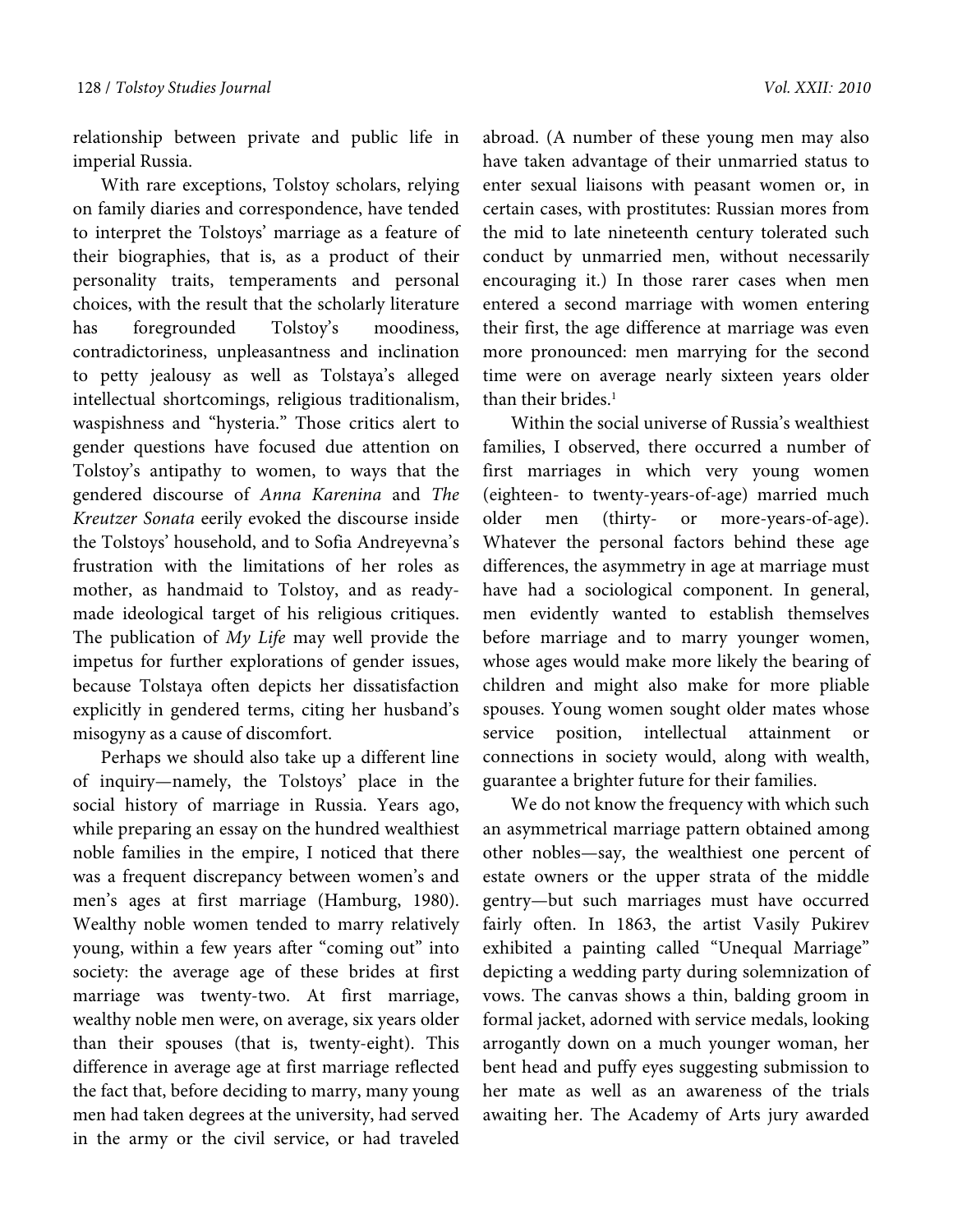relationship between private and public life in imperial Russia.

With rare exceptions, Tolstoy scholars, relying on family diaries and correspondence, have tended to interpret the Tolstoys' marriage as a feature of their biographies, that is, as a product of their personality traits, temperaments and personal choices, with the result that the scholarly literature has foregrounded Tolstoy's moodiness, contradictoriness, unpleasantness and inclination to petty jealousy as well as Tolstaya's alleged intellectual shortcomings, religious traditionalism, waspishness and "hysteria." Those critics alert to gender questions have focused due attention on Tolstoy's antipathy to women, to ways that the gendered discourse of *Anna Karenina* and *The Kreutzer Sonata* eerily evoked the discourse inside the Tolstoys' household, and to Sofia Andreyevna's frustration with the limitations of her roles as mother, as handmaid to Tolstoy, and as ready-made ideological target of his religious critiques. The publication of *My Life* may well provide the impetus for further explorations of gender issues, because Tolstaya often depicts her dissatisfaction explicitly in gendered terms, citing her husband's misogyny as a cause of discomfort.

Perhaps we should also take up a different line of inquiry—namely, the Tolstoys' place in the social history of marriage in Russia. Years ago, while preparing an essay on the hundred wealthiest noble families in the empire, I noticed that there was a frequent discrepancy between women's and men's ages at first marriage (Hamburg, 1980). Wealthy noble women tended to marry relatively young, within a few years after "coming out" into society: the average age of these brides at first marriage was twenty-two. At first marriage, wealthy noble men were, on average, six years older than their spouses (that is, twenty-eight). This difference in average age at first marriage reflected the fact that, before deciding to marry, many young men had taken degrees at the university, had served in the army or the civil service, or had traveled abroad. (A number of these young men may also have taken advantage of their unmarried status to enter sexual liaisons with peasant women or, in certain cases, with prostitutes: Russian mores from the mid to late nineteenth century tolerated such conduct by unmarried men, without necessarily encouraging it.) In those rarer cases when men entered a second marriage with women entering their first, the age difference at marriage was even more pronounced: men marrying for the second time were on average nearly sixteen years older than their brides.[1]

Within the social universe of Russia's wealthiest families, I observed, there occurred a number of first marriages in which very young women (eighteen- to twenty-years-of-age) married much older men (thirty- or more-years-of-age). Whatever the personal factors behind these age differences, the asymmetry in age at marriage must have had a sociological component. In general, men evidently wanted to establish themselves before marriage and to marry younger women, whose ages would make more likely the bearing of children and might also make for more pliable spouses. Young women sought older mates whose service position, intellectual attainment or connections in society would, along with wealth, guarantee a brighter future for their families.

We do not know the frequency with which such an asymmetrical marriage pattern obtained among other nobles—say, the wealthiest one percent of estate owners or the upper strata of the middle gentry—but such marriages must have occurred fairly often. In 1863, the artist Vasily Pukirev exhibited a painting called "Unequal Marriage" depicting a wedding party during solemnization of vows. The canvas shows a thin, balding groom in formal jacket, adorned with service medals, looking arrogantly down on a much younger woman, her bent head and puffy eyes suggesting submission to her mate as well as an awareness of the trials awaiting her. The Academy of Arts jury awarded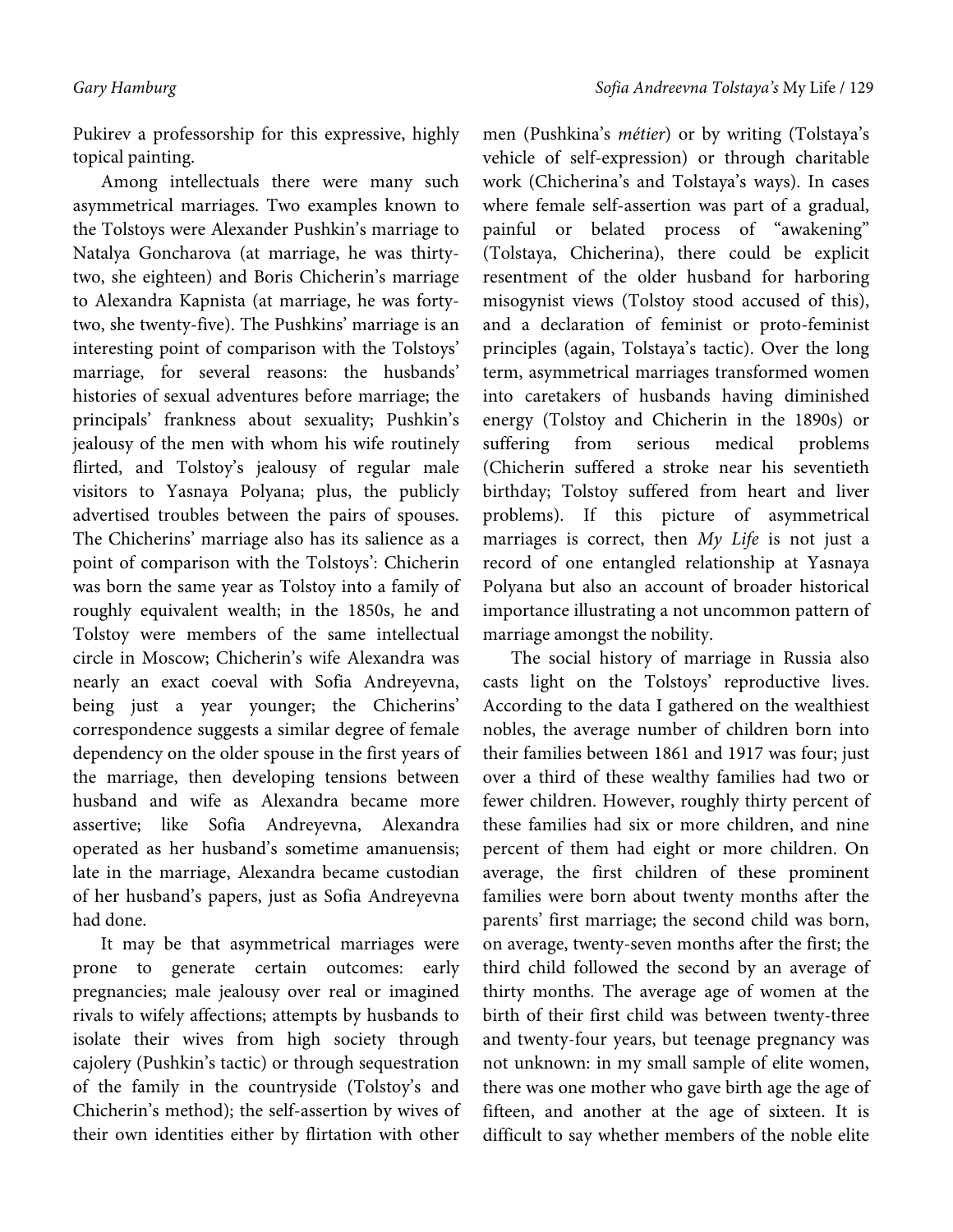Pukirev a professorship for this expressive, highly topical painting.

Among intellectuals there were many such asymmetrical marriages. Two examples known to the Tolstoys were Alexander Pushkin's marriage to Natalya Goncharova (at marriage, he was thirty-two, she eighteen) and Boris Chicherin's marriage to Alexandra Kapnista (at marriage, he was forty-two, she twenty-five). The Pushkins' marriage is an interesting point of comparison with the Tolstoys' marriage, for several reasons: the husbands' histories of sexual adventures before marriage; the principals' frankness about sexuality; Pushkin's jealousy of the men with whom his wife routinely flirted, and Tolstoy's jealousy of regular male visitors to Yasnaya Polyana; plus, the publicly advertised troubles between the pairs of spouses. The Chicherins' marriage also has its salience as a point of comparison with the Tolstoys': Chicherin was born the same year as Tolstoy into a family of roughly equivalent wealth; in the 1850s, he and Tolstoy were members of the same intellectual circle in Moscow; Chicherin's wife Alexandra was nearly an exact coeval with Sofia Andreyevna, being just a year younger; the Chicherins' correspondence suggests a similar degree of female dependency on the older spouse in the first years of the marriage, then developing tensions between husband and wife as Alexandra became more assertive; like Sofia Andreyevna, Alexandra operated as her husband's sometime amanuensis; late in the marriage, Alexandra became custodian of her husband's papers, just as Sofia Andreyevna had done.

It may be that asymmetrical marriages were prone to generate certain outcomes: early pregnancies; male jealousy over real or imagined rivals to wifely affections; attempts by husbands to isolate their wives from high society through cajolery (Pushkin's tactic) or through sequestration of the family in the countryside (Tolstoy's and Chicherin's method); the self-assertion by wives of their own identities either by flirtation with other men (Pushkina's *métier*) or by writing (Tolstaya's vehicle of self-expression) or through charitable work (Chicherina's and Tolstaya's ways). In cases where female self-assertion was part of a gradual, painful or belated process of "awakening" (Tolstaya, Chicherina), there could be explicit resentment of the older husband for harboring misogynist views (Tolstoy stood accused of this), and a declaration of feminist or proto-feminist principles (again, Tolstaya's tactic). Over the long term, asymmetrical marriages transformed women into caretakers of husbands having diminished energy (Tolstoy and Chicherin in the 1890s) or suffering from serious medical problems (Chicherin suffered a stroke near his seventieth birthday; Tolstoy suffered from heart and liver problems). If this picture of asymmetrical marriages is correct, then *My Life* is not just a record of one entangled relationship at Yasnaya Polyana but also an account of broader historical importance illustrating a not uncommon pattern of marriage amongst the nobility.

The social history of marriage in Russia also casts light on the Tolstoys' reproductive lives. According to the data I gathered on the wealthiest nobles, the average number of children born into their families between 1861 and 1917 was four; just over a third of these wealthy families had two or fewer children. However, roughly thirty percent of these families had six or more children, and nine percent of them had eight or more children. On average, the first children of these prominent families were born about twenty months after the parents' first marriage; the second child was born, on average, twenty-seven months after the first; the third child followed the second by an average of thirty months. The average age of women at the birth of their first child was between twenty-three and twenty-four years, but teenage pregnancy was not unknown: in my small sample of elite women, there was one mother who gave birth age the age of fifteen, and another at the age of sixteen. It is difficult to say whether members of the noble elite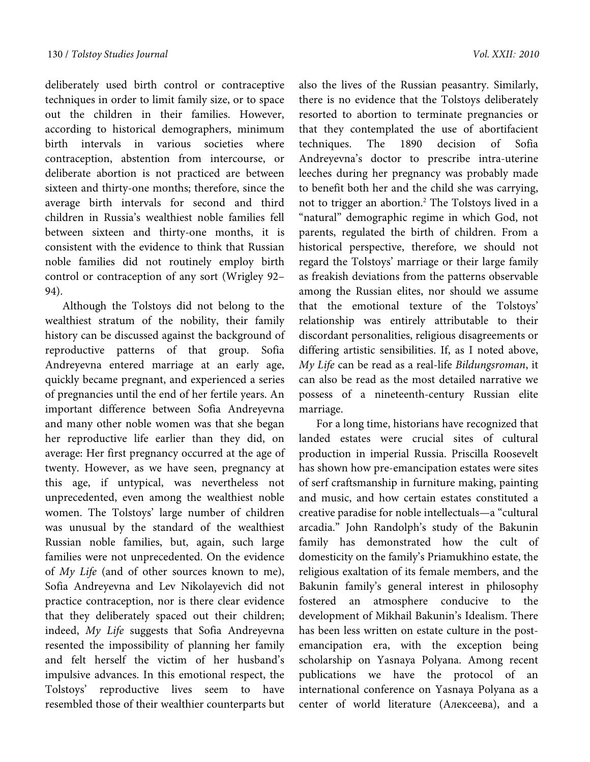deliberately used birth control or contraceptive techniques in order to limit family size, or to space out the children in their families. However, according to historical demographers, minimum birth intervals in various societies where contraception, abstention from intercourse, or deliberate abortion is not practiced are between sixteen and thirty-one months; therefore, since the average birth intervals for second and third children in Russia's wealthiest noble families fell between sixteen and thirty-one months, it is consistent with the evidence to think that Russian noble families did not routinely employ birth control or contraception of any sort (Wrigley 92–94).

Although the Tolstoys did not belong to the wealthiest stratum of the nobility, their family history can be discussed against the background of reproductive patterns of that group. Sofia Andreyevna entered marriage at an early age, quickly became pregnant, and experienced a series of pregnancies until the end of her fertile years. An important difference between Sofia Andreyevna and many other noble women was that she began her reproductive life earlier than they did, on average: Her first pregnancy occurred at the age of twenty. However, as we have seen, pregnancy at this age, if untypical, was nevertheless not unprecedented, even among the wealthiest noble women. The Tolstoys' large number of children was unusual by the standard of the wealthiest Russian noble families, but, again, such large families were not unprecedented. On the evidence of *My Life* (and of other sources known to me), Sofia Andreyevna and Lev Nikolayevich did not practice contraception, nor is there clear evidence that they deliberately spaced out their children; indeed, *My Life* suggests that Sofia Andreyevna resented the impossibility of planning her family and felt herself the victim of her husband's impulsive advances. In this emotional respect, the Tolstoys' reproductive lives seem to have resembled those of their wealthier counterparts but also the lives of the Russian peasantry. Similarly, there is no evidence that the Tolstoys deliberately resorted to abortion to terminate pregnancies or that they contemplated the use of abortifacient techniques. The 1890 decision of Sofia Andreyevna's doctor to prescribe intra-uterine leeches during her pregnancy was probably made to benefit both her and the child she was carrying, not to trigger an abortion.[2] The Tolstoys lived in a "natural" demographic regime in which God, not parents, regulated the birth of children. From a historical perspective, therefore, we should not regard the Tolstoys' marriage or their large family as freakish deviations from the patterns observable among the Russian elites, nor should we assume that the emotional texture of the Tolstoys' relationship was entirely attributable to their discordant personalities, religious disagreements or differing artistic sensibilities. If, as I noted above, *My Life* can be read as a real-life *Bildungsroman*, it can also be read as the most detailed narrative we possess of a nineteenth-century Russian elite marriage.

For a long time, historians have recognized that landed estates were crucial sites of cultural production in imperial Russia. Priscilla Roosevelt has shown how pre-emancipation estates were sites of serf craftsmanship in furniture making, painting and music, and how certain estates constituted a creative paradise for noble intellectuals—a "cultural arcadia." John Randolph's study of the Bakunin family has demonstrated how the cult of domesticity on the family's Priamukhino estate, the religious exaltation of its female members, and the Bakunin family's general interest in philosophy fostered an atmosphere conducive to the development of Mikhail Bakunin's Idealism. There has been less written on estate culture in the post-emancipation era, with the exception being scholarship on Yasnaya Polyana. Among recent publications we have the protocol of an international conference on Yasnaya Polyana as a center of world literature (Алексеева), and a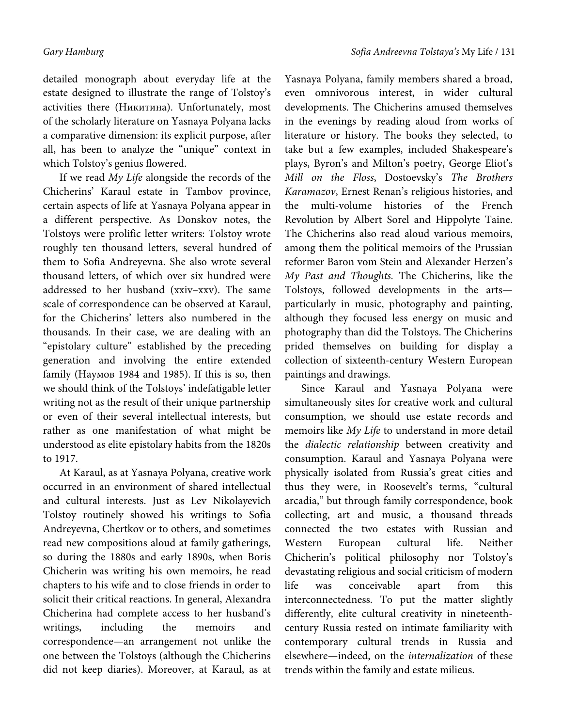detailed monograph about everyday life at the estate designed to illustrate the range of Tolstoy's activities there (Никитина). Unfortunately, most of the scholarly literature on Yasnaya Polyana lacks a comparative dimension: its explicit purpose, after all, has been to analyze the "unique" context in which Tolstoy's genius flowered.

If we read *My Life* alongside the records of the Chicherins' Karaul estate in Tambov province, certain aspects of life at Yasnaya Polyana appear in a different perspective. As Donskov notes, the Tolstoys were prolific letter writers: Tolstoy wrote roughly ten thousand letters, several hundred of them to Sofia Andreyevna. She also wrote several thousand letters, of which over six hundred were addressed to her husband (xxiv–xxv). The same scale of correspondence can be observed at Karaul, for the Chicherins' letters also numbered in the thousands. In their case, we are dealing with an "epistolary culture" established by the preceding generation and involving the entire extended family (Наумов 1984 and 1985). If this is so, then we should think of the Tolstoys' indefatigable letter writing not as the result of their unique partnership or even of their several intellectual interests, but rather as one manifestation of what might be understood as elite epistolary habits from the 1820s to 1917.

At Karaul, as at Yasnaya Polyana, creative work occurred in an environment of shared intellectual and cultural interests. Just as Lev Nikolayevich Tolstoy routinely showed his writings to Sofia Andreyevna, Chertkov or to others, and sometimes read new compositions aloud at family gatherings, so during the 1880s and early 1890s, when Boris Chicherin was writing his own memoirs, he read chapters to his wife and to close friends in order to solicit their critical reactions. In general, Alexandra Chicherina had complete access to her husband's writings, including the memoirs and correspondence—an arrangement not unlike the one between the Tolstoys (although the Chicherins did not keep diaries). Moreover, at Karaul, as at Yasnaya Polyana, family members shared a broad, even omnivorous interest, in wider cultural developments. The Chicherins amused themselves in the evenings by reading aloud from works of literature or history. The books they selected, to take but a few examples, included Shakespeare's plays, Byron's and Milton's poetry, George Eliot's *Mill on the Floss*, Dostoevsky's *The Brothers Karamazov*, Ernest Renan's religious histories, and the multi-volume histories of the French Revolution by Albert Sorel and Hippolyte Taine. The Chicherins also read aloud various memoirs, among them the political memoirs of the Prussian reformer Baron vom Stein and Alexander Herzen's *My Past and Thoughts.* The Chicherins, like the Tolstoys, followed developments in the arts—particularly in music, photography and painting, although they focused less energy on music and photography than did the Tolstoys. The Chicherins prided themselves on building for display a collection of sixteenth-century Western European paintings and drawings.

Since Karaul and Yasnaya Polyana were simultaneously sites for creative work and cultural consumption, we should use estate records and memoirs like *My Life* to understand in more detail the *dialectic relationship* between creativity and consumption. Karaul and Yasnaya Polyana were physically isolated from Russia's great cities and thus they were, in Roosevelt's terms, "cultural arcadia," but through family correspondence, book collecting, art and music, a thousand threads connected the two estates with Russian and Western European cultural life. Neither Chicherin's political philosophy nor Tolstoy's devastating religious and social criticism of modern life was conceivable apart from this interconnectedness. To put the matter slightly differently, elite cultural creativity in nineteenth-century Russia rested on intimate familiarity with contemporary cultural trends in Russia and elsewhere—indeed, on the *internalization* of these trends within the family and estate milieus.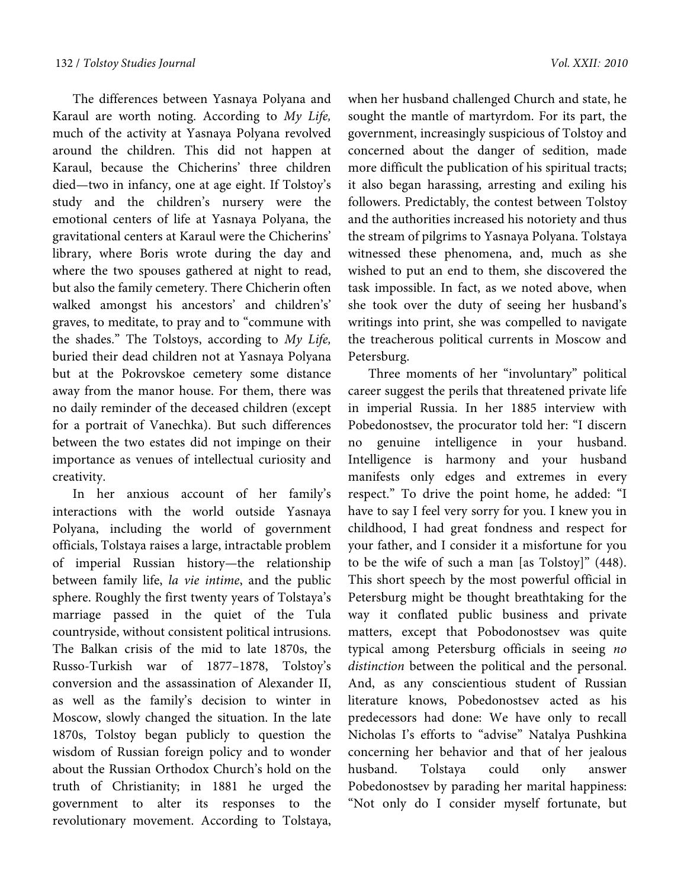The differences between Yasnaya Polyana and Karaul are worth noting. According to *My Life,* much of the activity at Yasnaya Polyana revolved around the children. This did not happen at Karaul, because the Chicherins' three children died—two in infancy, one at age eight. If Tolstoy's study and the children's nursery were the emotional centers of life at Yasnaya Polyana, the gravitational centers at Karaul were the Chicherins' library, where Boris wrote during the day and where the two spouses gathered at night to read, but also the family cemetery. There Chicherin often walked amongst his ancestors' and children's' graves, to meditate, to pray and to "commune with the shades." The Tolstoys, according to *My Life,* buried their dead children not at Yasnaya Polyana but at the Pokrovskoe cemetery some distance away from the manor house. For them, there was no daily reminder of the deceased children (except for a portrait of Vanechka). But such differences between the two estates did not impinge on their importance as venues of intellectual curiosity and creativity.

In her anxious account of her family's interactions with the world outside Yasnaya Polyana, including the world of government officials, Tolstaya raises a large, intractable problem of imperial Russian history—the relationship between family life, *la vie intime*, and the public sphere. Roughly the first twenty years of Tolstaya's marriage passed in the quiet of the Tula countryside, without consistent political intrusions. The Balkan crisis of the mid to late 1870s, the Russo-Turkish war of 1877–1878, Tolstoy's conversion and the assassination of Alexander II, as well as the family's decision to winter in Moscow, slowly changed the situation. In the late 1870s, Tolstoy began publicly to question the wisdom of Russian foreign policy and to wonder about the Russian Orthodox Church's hold on the truth of Christianity; in 1881 he urged the government to alter its responses to the revolutionary movement. According to Tolstaya, when her husband challenged Church and state, he sought the mantle of martyrdom. For its part, the government, increasingly suspicious of Tolstoy and concerned about the danger of sedition, made more difficult the publication of his spiritual tracts; it also began harassing, arresting and exiling his followers. Predictably, the contest between Tolstoy and the authorities increased his notoriety and thus the stream of pilgrims to Yasnaya Polyana. Tolstaya witnessed these phenomena, and, much as she wished to put an end to them, she discovered the task impossible. In fact, as we noted above, when she took over the duty of seeing her husband's writings into print, she was compelled to navigate the treacherous political currents in Moscow and Petersburg.

Three moments of her "involuntary" political career suggest the perils that threatened private life in imperial Russia. In her 1885 interview with Pobedonostsev, the procurator told her: "I discern no genuine intelligence in your husband. Intelligence is harmony and your husband manifests only edges and extremes in every respect." To drive the point home, he added: "I have to say I feel very sorry for you. I knew you in childhood, I had great fondness and respect for your father, and I consider it a misfortune for you to be the wife of such a man [as Tolstoy]" (448). This short speech by the most powerful official in Petersburg might be thought breathtaking for the way it conflated public business and private matters, except that Pobodonostsev was quite typical among Petersburg officials in seeing *no distinction* between the political and the personal. And, as any conscientious student of Russian literature knows, Pobedonostsev acted as his predecessors had done: We have only to recall Nicholas I's efforts to "advise" Natalya Pushkina concerning her behavior and that of her jealous husband. Tolstaya could only answer Pobedonostsev by parading her marital happiness: "Not only do I consider myself fortunate, but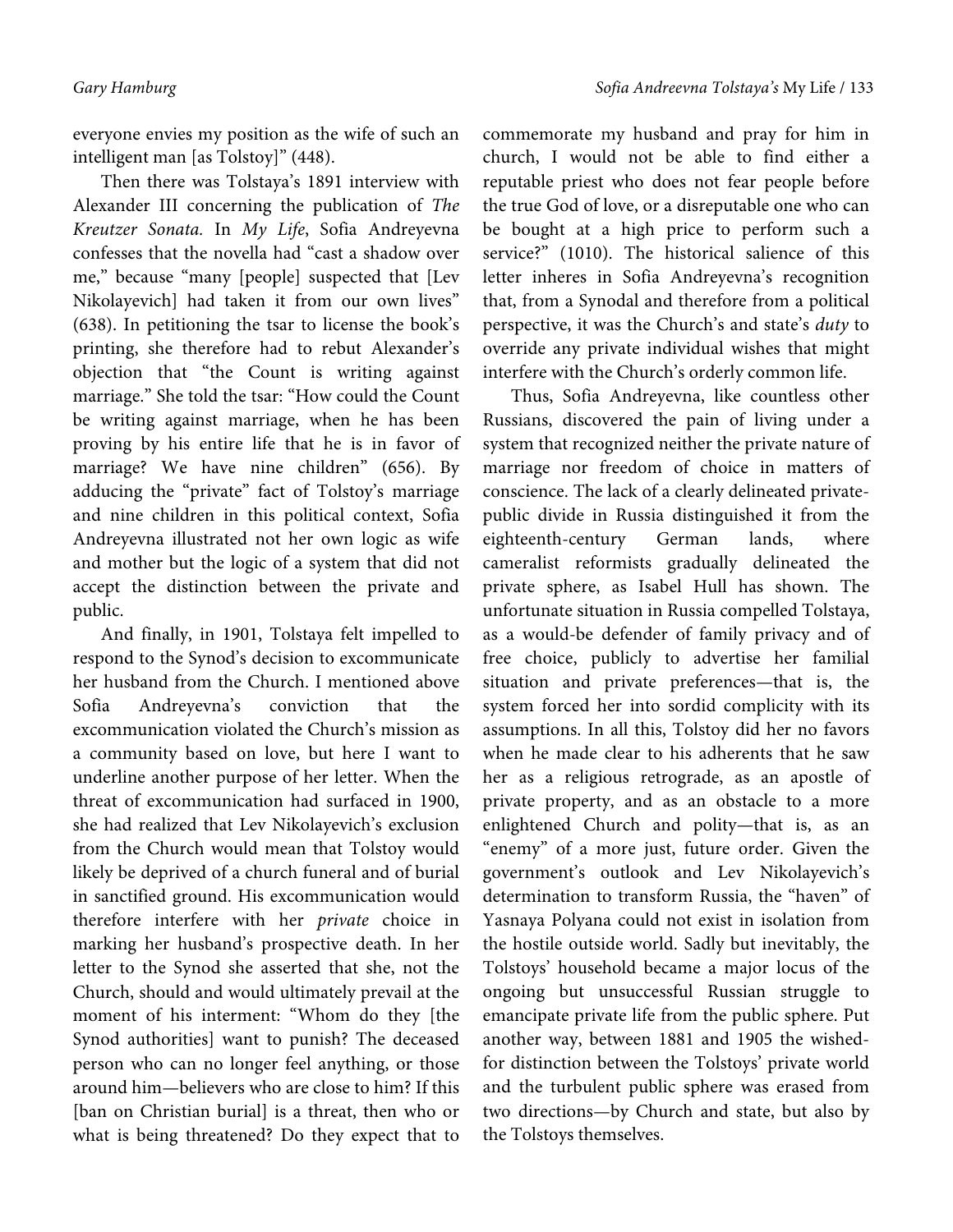everyone envies my position as the wife of such an intelligent man [as Tolstoy]" (448).

Then there was Tolstaya's 1891 interview with Alexander III concerning the publication of *The Kreutzer Sonata.* In *My Life*, Sofia Andreyevna confesses that the novella had "cast a shadow over me," because "many [people] suspected that [Lev Nikolayevich] had taken it from our own lives" (638). In petitioning the tsar to license the book's printing, she therefore had to rebut Alexander's objection that "the Count is writing against marriage." She told the tsar: "How could the Count be writing against marriage, when he has been proving by his entire life that he is in favor of marriage? We have nine children" (656). By adducing the "private" fact of Tolstoy's marriage and nine children in this political context, Sofia Andreyevna illustrated not her own logic as wife and mother but the logic of a system that did not accept the distinction between the private and public.

And finally, in 1901, Tolstaya felt impelled to respond to the Synod's decision to excommunicate her husband from the Church. I mentioned above Sofia Andreyevna's conviction that the excommunication violated the Church's mission as a community based on love, but here I want to underline another purpose of her letter. When the threat of excommunication had surfaced in 1900, she had realized that Lev Nikolayevich's exclusion from the Church would mean that Tolstoy would likely be deprived of a church funeral and of burial in sanctified ground. His excommunication would therefore interfere with her *private* choice in marking her husband's prospective death. In her letter to the Synod she asserted that she, not the Church, should and would ultimately prevail at the moment of his interment: "Whom do they [the Synod authorities] want to punish? The deceased person who can no longer feel anything, or those around him—believers who are close to him? If this [ban on Christian burial] is a threat, then who or what is being threatened? Do they expect that to commemorate my husband and pray for him in church, I would not be able to find either a reputable priest who does not fear people before the true God of love, or a disreputable one who can be bought at a high price to perform such a service?" (1010). The historical salience of this letter inheres in Sofia Andreyevna's recognition that, from a Synodal and therefore from a political perspective, it was the Church's and state's *duty* to override any private individual wishes that might interfere with the Church's orderly common life.

Thus, Sofia Andreyevna, like countless other Russians, discovered the pain of living under a system that recognized neither the private nature of marriage nor freedom of choice in matters of conscience. The lack of a clearly delineated private-public divide in Russia distinguished it from the eighteenth-century German lands, where cameralist reformists gradually delineated the private sphere, as Isabel Hull has shown. The unfortunate situation in Russia compelled Tolstaya, as a would-be defender of family privacy and of free choice, publicly to advertise her familial situation and private preferences—that is, the system forced her into sordid complicity with its assumptions. In all this, Tolstoy did her no favors when he made clear to his adherents that he saw her as a religious retrograde, as an apostle of private property, and as an obstacle to a more enlightened Church and polity—that is, as an "enemy" of a more just, future order. Given the government's outlook and Lev Nikolayevich's determination to transform Russia, the "haven" of Yasnaya Polyana could not exist in isolation from the hostile outside world. Sadly but inevitably, the Tolstoys' household became a major locus of the ongoing but unsuccessful Russian struggle to emancipate private life from the public sphere. Put another way, between 1881 and 1905 the wished-for distinction between the Tolstoys' private world and the turbulent public sphere was erased from two directions—by Church and state, but also by the Tolstoys themselves.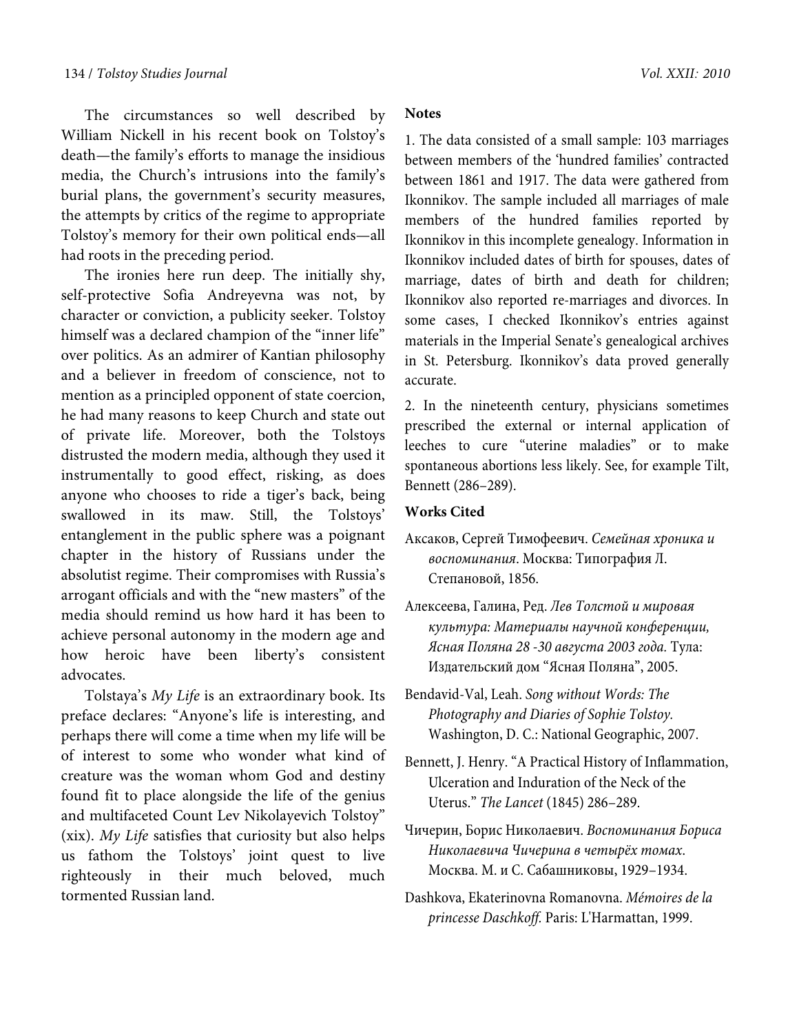The circumstances so well described by William Nickell in his recent book on Tolstoy's death—the family's efforts to manage the insidious media, the Church's intrusions into the family's burial plans, the government's security measures, the attempts by critics of the regime to appropriate Tolstoy's memory for their own political ends—all had roots in the preceding period.

The ironies here run deep. The initially shy, self-protective Sofia Andreyevna was not, by character or conviction, a publicity seeker. Tolstoy himself was a declared champion of the "inner life" over politics. As an admirer of Kantian philosophy and a believer in freedom of conscience, not to mention as a principled opponent of state coercion, he had many reasons to keep Church and state out of private life. Moreover, both the Tolstoys distrusted the modern media, although they used it instrumentally to good effect, risking, as does anyone who chooses to ride a tiger's back, being swallowed in its maw. Still, the Tolstoys' entanglement in the public sphere was a poignant chapter in the history of Russians under the absolutist regime. Their compromises with Russia's arrogant officials and with the "new masters" of the media should remind us how hard it has been to achieve personal autonomy in the modern age and how heroic have been liberty's consistent advocates.

Tolstaya's *My Life* is an extraordinary book. Its preface declares: "Anyone's life is interesting, and perhaps there will come a time when my life will be of interest to some who wonder what kind of creature was the woman whom God and destiny found fit to place alongside the life of the genius and multifaceted Count Lev Nikolayevich Tolstoy" (xix). *My Life* satisfies that curiosity but also helps us fathom the Tolstoys' joint quest to live righteously in their much beloved, much tormented Russian land.

**Notes**

1. The data consisted of a small sample: 103 marriages between members of the 'hundred families' contracted between 1861 and 1917. The data were gathered from Ikonnikov. The sample included all marriages of male members of the hundred families reported by Ikonnikov in this incomplete genealogy. Information in Ikonnikov included dates of birth for spouses, dates of marriage, dates of birth and death for children; Ikonnikov also reported re-marriages and divorces. In some cases, I checked Ikonnikov's entries against materials in the Imperial Senate's genealogical archives in St. Petersburg. Ikonnikov's data proved generally accurate.

2. In the nineteenth century, physicians sometimes prescribed the external or internal application of leeches to cure "uterine maladies" or to make spontaneous abortions less likely. See, for example Tilt, Bennett (286–289).

**Works Cited**

Аксаков, Сергей Тимофеевич. *Семейная хроника и воспоминания*. Москва: Типография Л. Степановой, 1856.

Алексеева, Галина, Ред. *Лев Толстой и мировая культура: Материалы научной конференции, Ясная Поляна 28 -30 августа 2003 года.* Тула: Издательский дом "Ясная Поляна", 2005.

Bendavid-Val, Leah. *Song without Words: The Photography and Diaries of Sophie Tolstoy.* Washington, D. C.: National Geographic, 2007.

Bennett, J. Henry. "A Practical History of Inflammation, Ulceration and Induration of the Neck of the Uterus." *The Lancet* (1845) 286–289.

Чичерин, Борис Николаевич. *Воспоминания Бориса Николаевича Чичерина в четырёх томах*. Москва. М. и С. Сабашниковы, 1929–1934.

Dashkova, Ekaterinovna Romanovna. *Mémoires de la princesse Daschkoff.* Paris: L'Harmattan, 1999.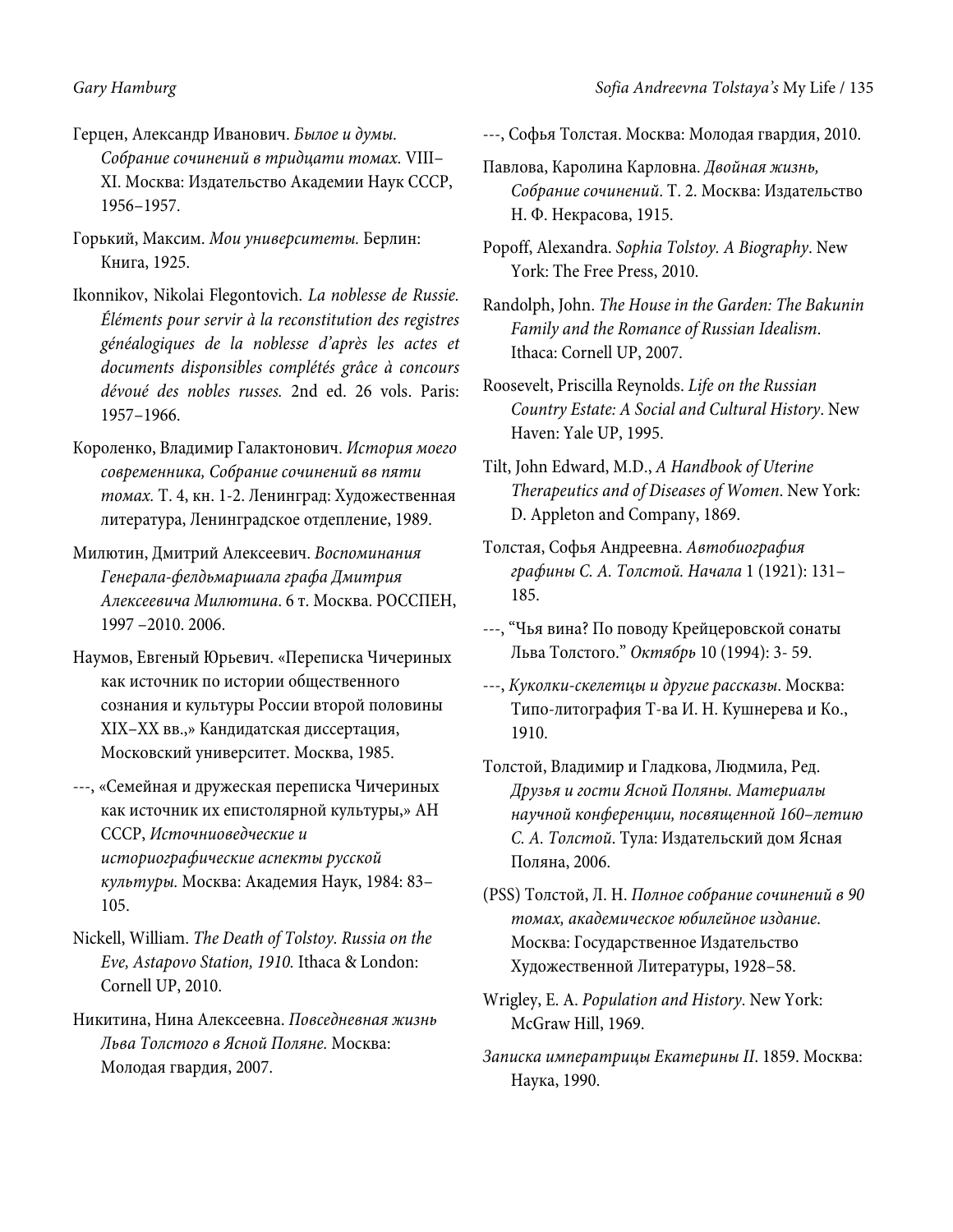Герцен, Александр Иванович. *Былое и думы. Собрание сочинений в тридцати томах.* VIII–XI. Москва: Издательство Академии Наук СССР, 1956–1957.

Горький, Максим. *Мои университеты.* Берлин: Книга, 1925.

Ikonnikov, Nikolai Flegontovich. *La noblesse de Russie. Éléments pour servir à la reconstitution des registres généalogiques de la noblesse d'après les actes et documents disponsibles complétés grâce à concours dévoué des nobles russes.* 2nd ed. 26 vols. Paris: 1957–1966.

Короленко, Владимир Галактонович. *История моего современника, Собрание сочинений вв пяти томах.* Т. 4, кн. 1-2. Ленинград: Художественная литература, Ленинградское отдепление, 1989.

Милютин, Дмитрий Алексеевич. *Воспоминания Генерала-фельдмаршала графа Дмитрия Алексеевича Милютина*. 6 т. Москва. РОССПЕН, 1997 –2010. 2006.

Наумов, Евгеный Юрьевич. «Переписка Чичериных как источник по истории общественного сознания и культуры России второй половины XIX–XX вв.,» Кандидатская диссертация, Московский университет. Москва, 1985.

---, «Семейная и дружеская переписка Чичериных как источник их епистолярной культуры,» АН СССР, *Источниоведческие и историографические аспекты русской культуры.* Москва: Академия Наук, 1984: 83–105.

Nickell, William. *The Death of Tolstoy. Russia on the Eve, Astapovo Station, 1910.* Ithaca & London: Cornell UP, 2010.

Никитина, Нина Алексеевна. *Повседневная жизнь Льва Толстого в Ясной Поляне.* Москва: Молодая гвардия, 2007.

---, Софья Толстая. Москва: Молодая гвардия, 2010.

Павлова, Каролина Карловна. *Двойная жизнь, Собрание сочинений*. Т. 2. Москва: Издательство Н. Ф. Некрасова, 1915.

Popoff, Alexandra. *Sophia Tolstoy. A Biography*. New York: The Free Press, 2010.

Randolph, John. *The House in the Garden: The Bakunin Family and the Romance of Russian Idealism*. Ithaca: Cornell UP, 2007.

Roosevelt, Priscilla Reynolds. *Life on the Russian Country Estate: A Social and Cultural History*. New Haven: Yale UP, 1995.

Tilt, John Edward, M.D., *A Handbook of Uterine Therapeutics and of Diseases of Women*. New York: D. Appleton and Company, 1869.

Толстая, Софья Андреевна. *Автобиография графины С. А. Толстой. Начала* 1 (1921): 131–185.

---, "Чья вина? По поводу Крейцеровской сонаты Льва Толстого." *Октябрь* 10 (1994): 3- 59.

---, *Куколки-скелетцы и другие рассказы*. Москва: Типо-литография Т-ва И. Н. Кушнерева и Ко., 1910.

Толстой, Владимир и Гладкова, Людмила, Ред. *Друзья и гости Ясной Поляны. Материалы научной конференции, посвященной 160–летию С. А. Толстой*. Тула: Издательский дом Ясная Поляна, 2006.

(PSS) Толстой, Л. Н. *Полное собрание сочинений в 90 томах, академическое юбилейное издание*. Москва: Государственное Издательство Художественной Литературы, 1928–58.

Wrigley, E. A. *Population and History*. New York: McGraw Hill, 1969.

*Записка императрицы Екатерины II*. 1859. Москва: Наука, 1990.